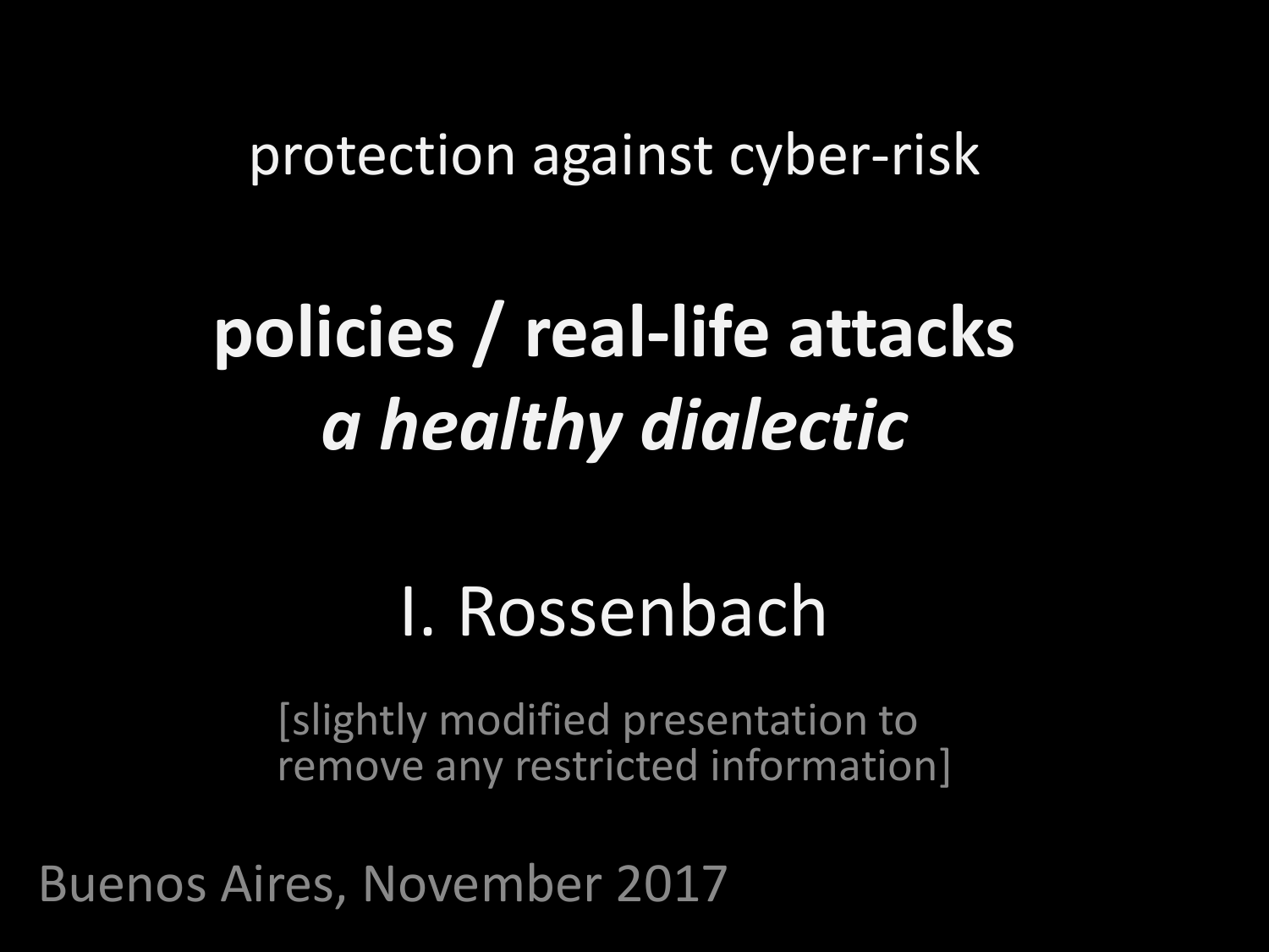protection against cyber-risk

# policies / real-life attacks
## *a healthy dialectic*

I. Rossenbach

[slightly modified presentation to remove any restricted information]

Buenos Aires, November 2017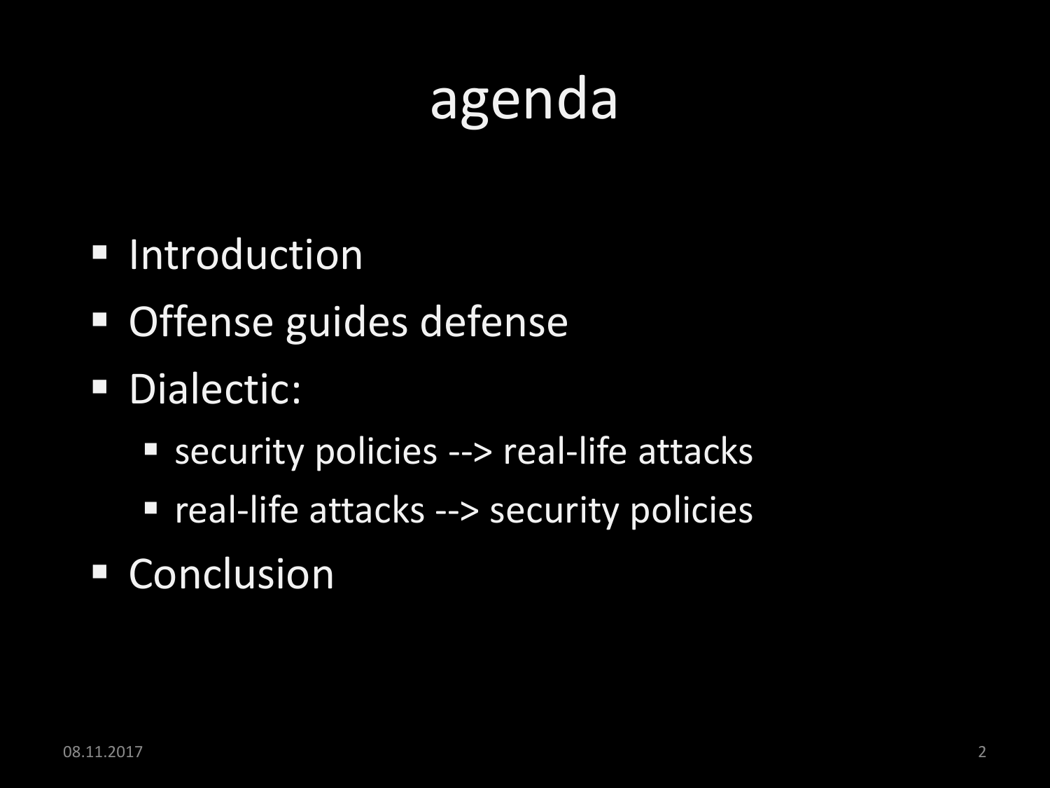# agenda

- Introduction
- Offense guides defense
- Dialectic:
  - security policies --> real-life attacks
  - real-life attacks --> security policies
- Conclusion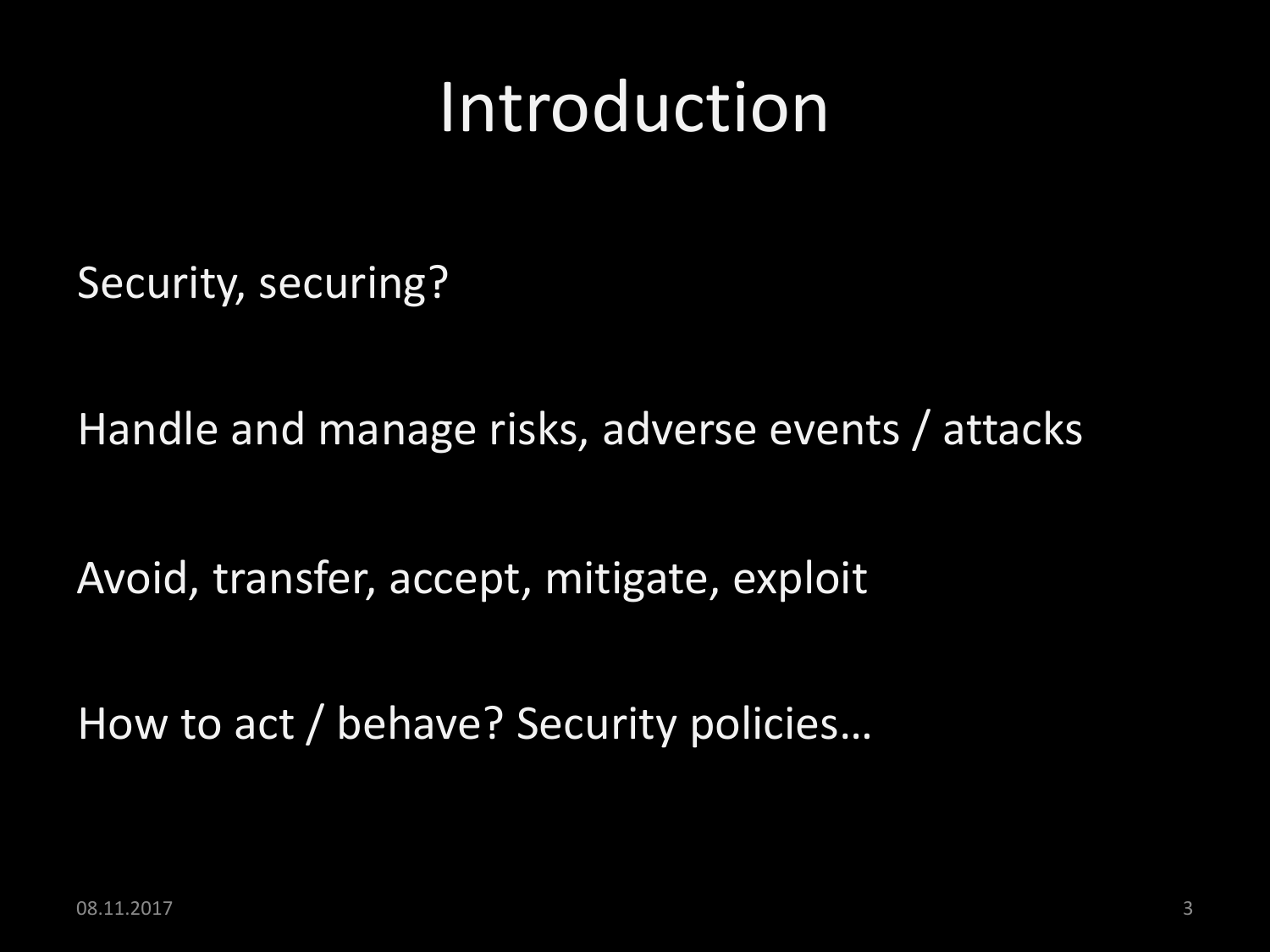# Introduction

Security, securing?

Handle and manage risks, adverse events / attacks

Avoid, transfer, accept, mitigate, exploit

How to act / behave? Security policies…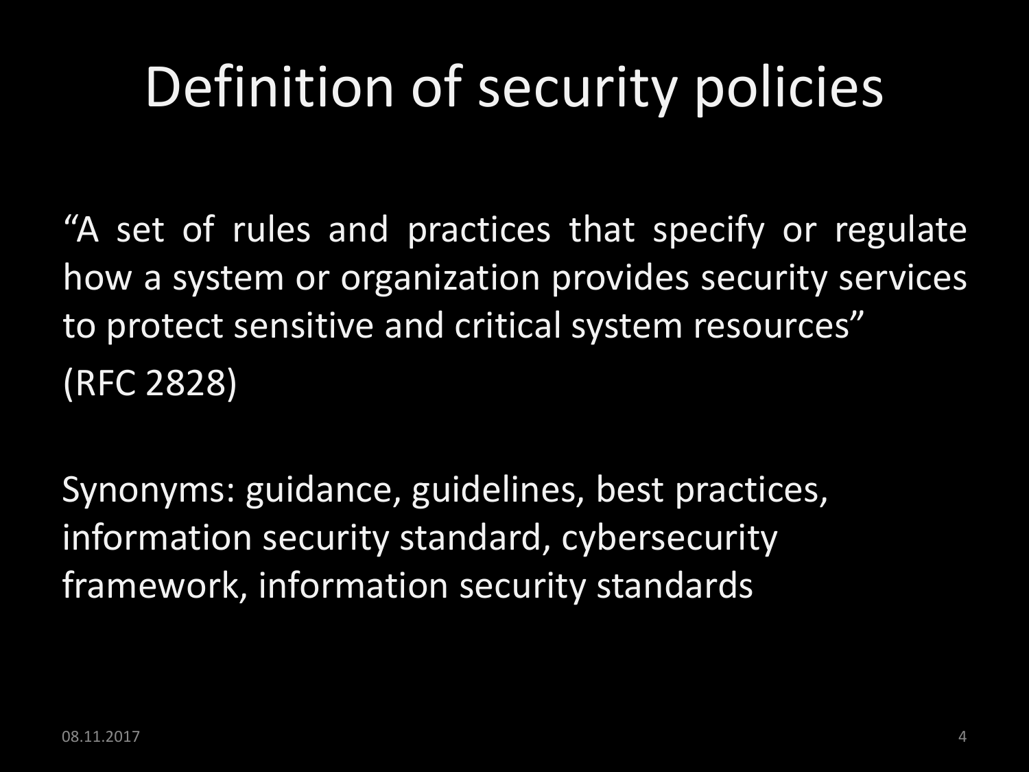# Definition of security policies

"A set of rules and practices that specify or regulate how a system or organization provides security services to protect sensitive and critical system resources"

(RFC 2828)

Synonyms: guidance, guidelines, best practices, information security standard, cybersecurity framework, information security standards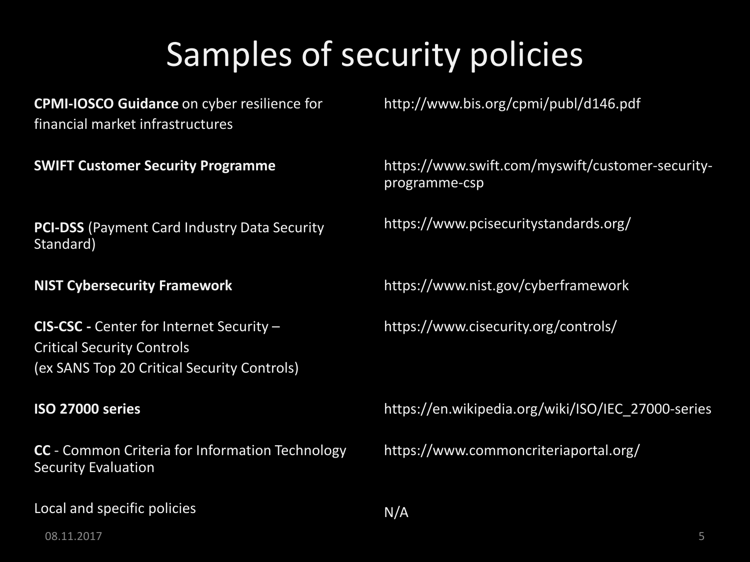# Samples of security policies

| | |
|---|---|
| **CPMI-IOSCO Guidance** on cyber resilience for financial market infrastructures | http://www.bis.org/cpmi/publ/d146.pdf |
| **SWIFT Customer Security Programme** | https://www.swift.com/myswift/customer-security-programme-csp |
| **PCI-DSS** (Payment Card Industry Data Security Standard) | https://www.pcisecuritystandards.org/ |
| **NIST Cybersecurity Framework** | https://www.nist.gov/cyberframework |
| **CIS-CSC -** Center for Internet Security – Critical Security Controls (ex SANS Top 20 Critical Security Controls) | https://www.cisecurity.org/controls/ |
| **ISO 27000 series** | https://en.wikipedia.org/wiki/ISO/IEC_27000-series |
| **CC** - Common Criteria for Information Technology Security Evaluation | https://www.commoncriteriaportal.org/ |
| Local and specific policies | N/A |

08.11.2017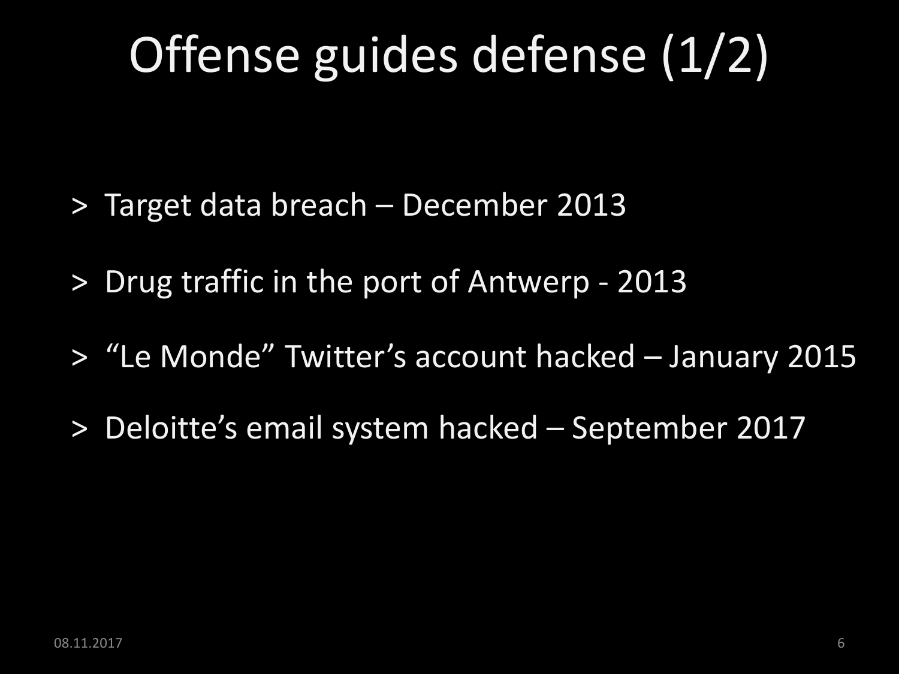# Offense guides defense (1/2)

- Target data breach – December 2013
- Drug traffic in the port of Antwerp - 2013
- “Le Monde” Twitter’s account hacked – January 2015
- Deloitte’s email system hacked – September 2017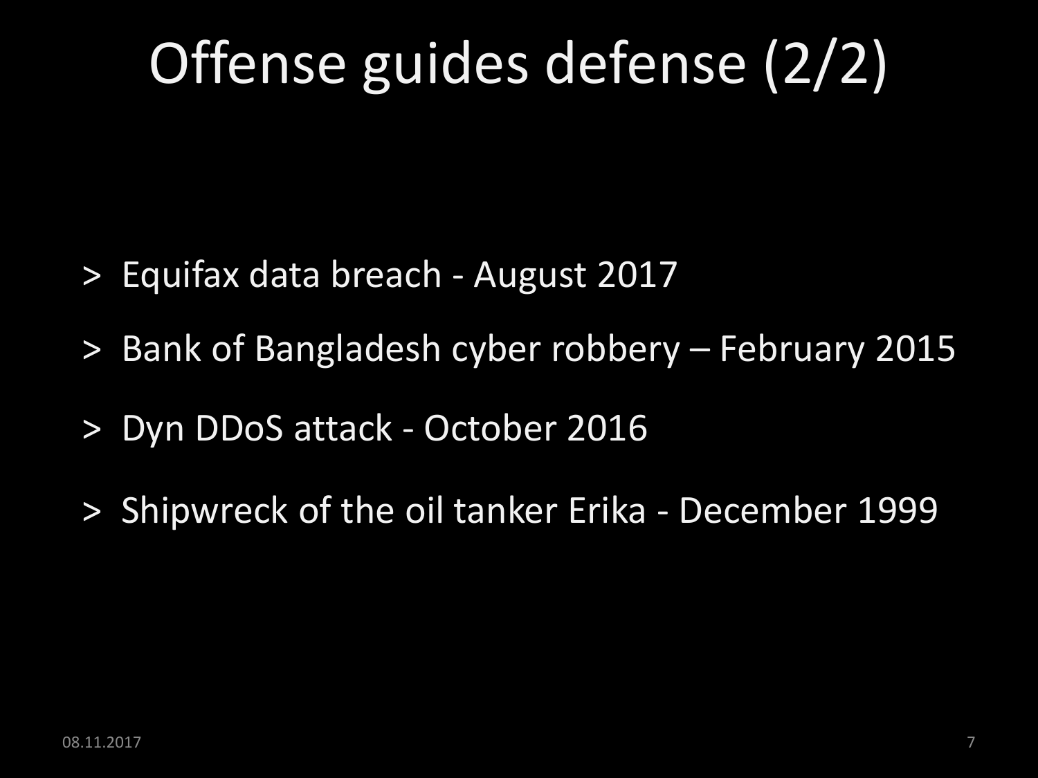# Offense guides defense (2/2)

- Equifax data breach - August 2017
- Bank of Bangladesh cyber robbery – February 2015
- Dyn DDoS attack - October 2016
- Shipwreck of the oil tanker Erika - December 1999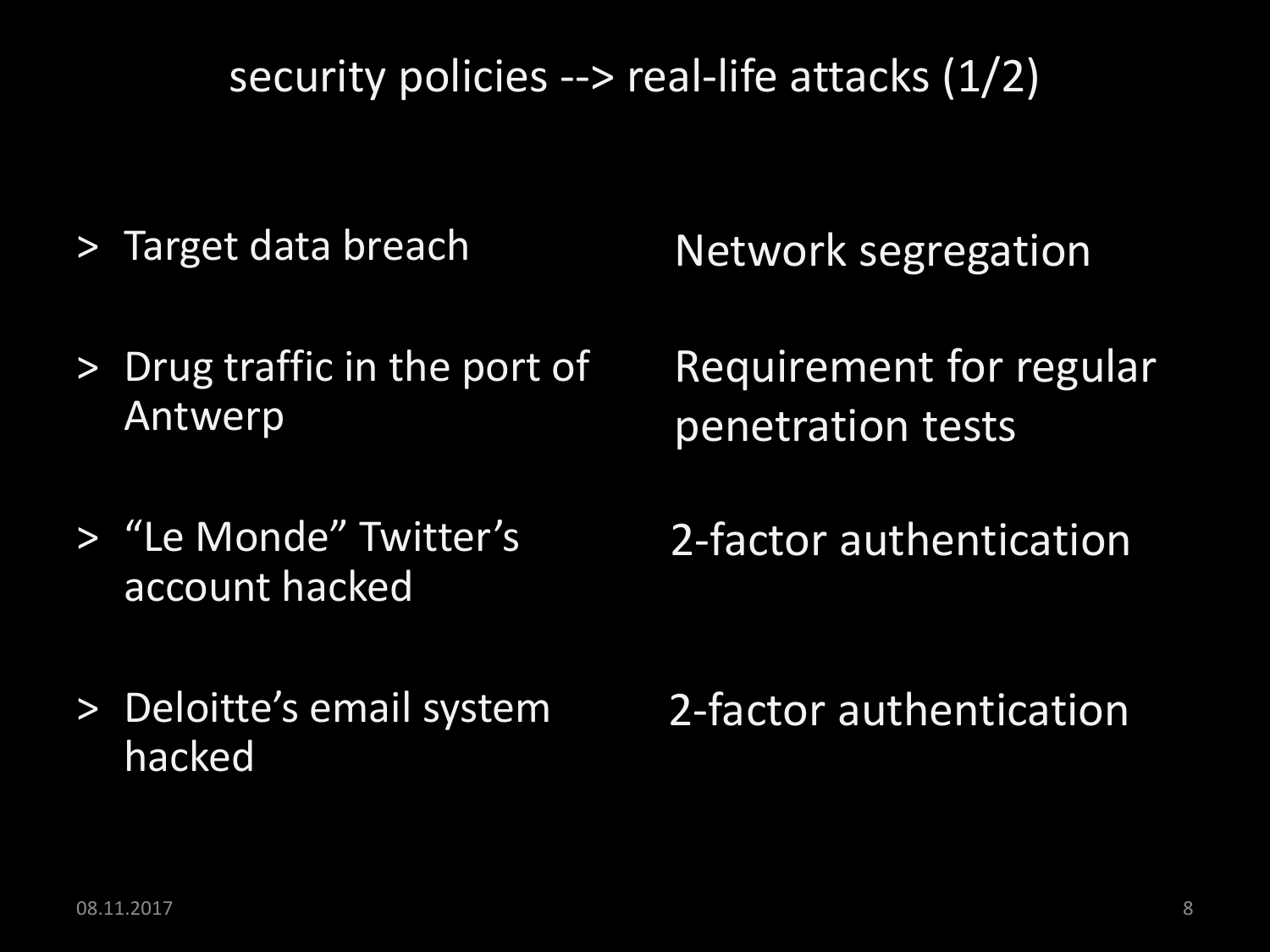# security policies --> real-life attacks (1/2)

| | |
|---|---|
| > Target data breach | Network segregation |
| > Drug traffic in the port of Antwerp | Requirement for regular penetration tests |
| > "Le Monde" Twitter's account hacked | 2-factor authentication |
| > Deloitte's email system hacked | 2-factor authentication |

08.11.2017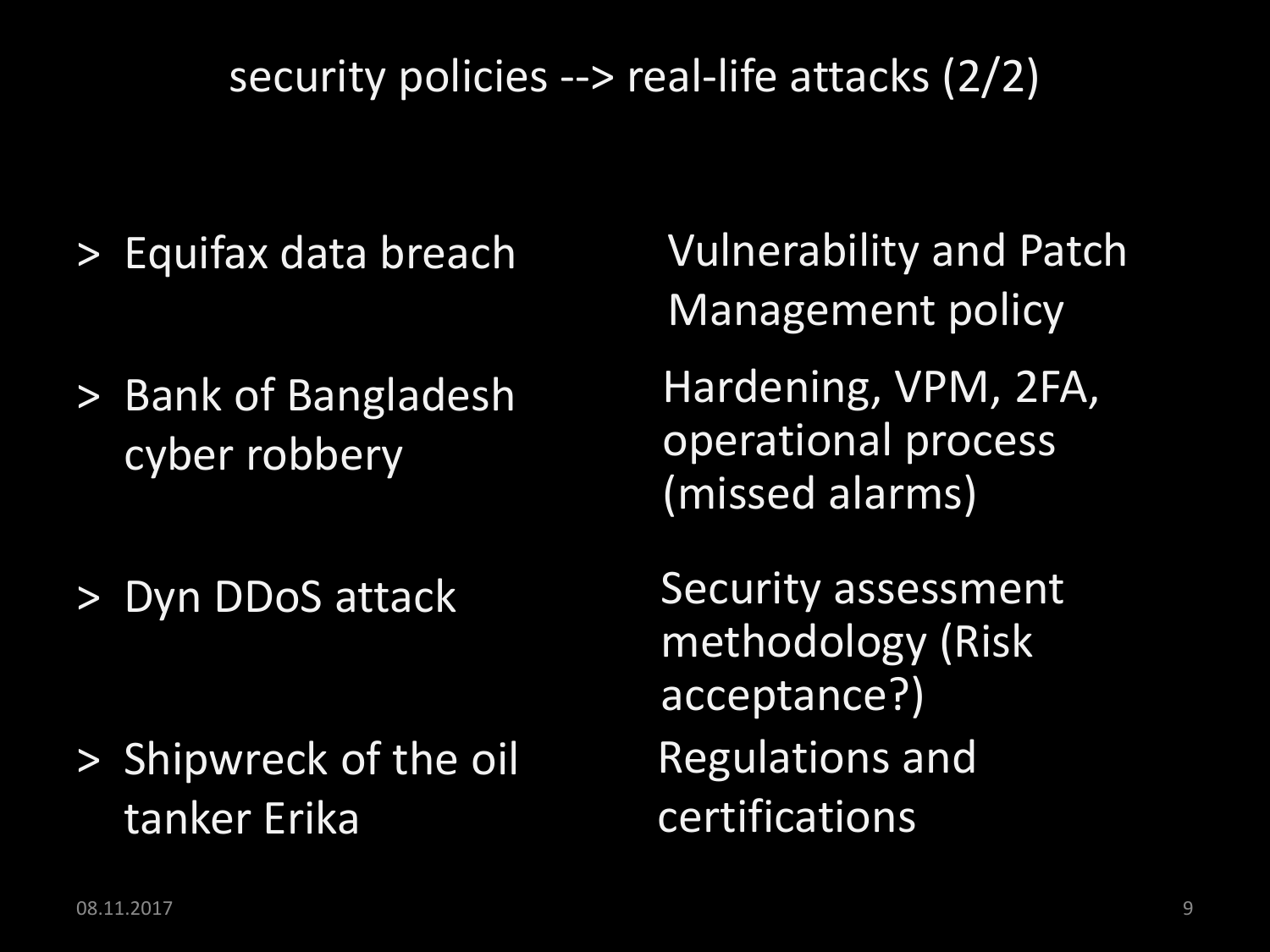# security policies --> real-life attacks (2/2)

| | |
|---|---|
| > Equifax data breach | Vulnerability and Patch Management policy |
| > Bank of Bangladesh cyber robbery | Hardening, VPM, 2FA, operational process (missed alarms) |
| > Dyn DDoS attack | Security assessment methodology (Risk acceptance?) |
| > Shipwreck of the oil tanker Erika | Regulations and certifications |

08.11.2017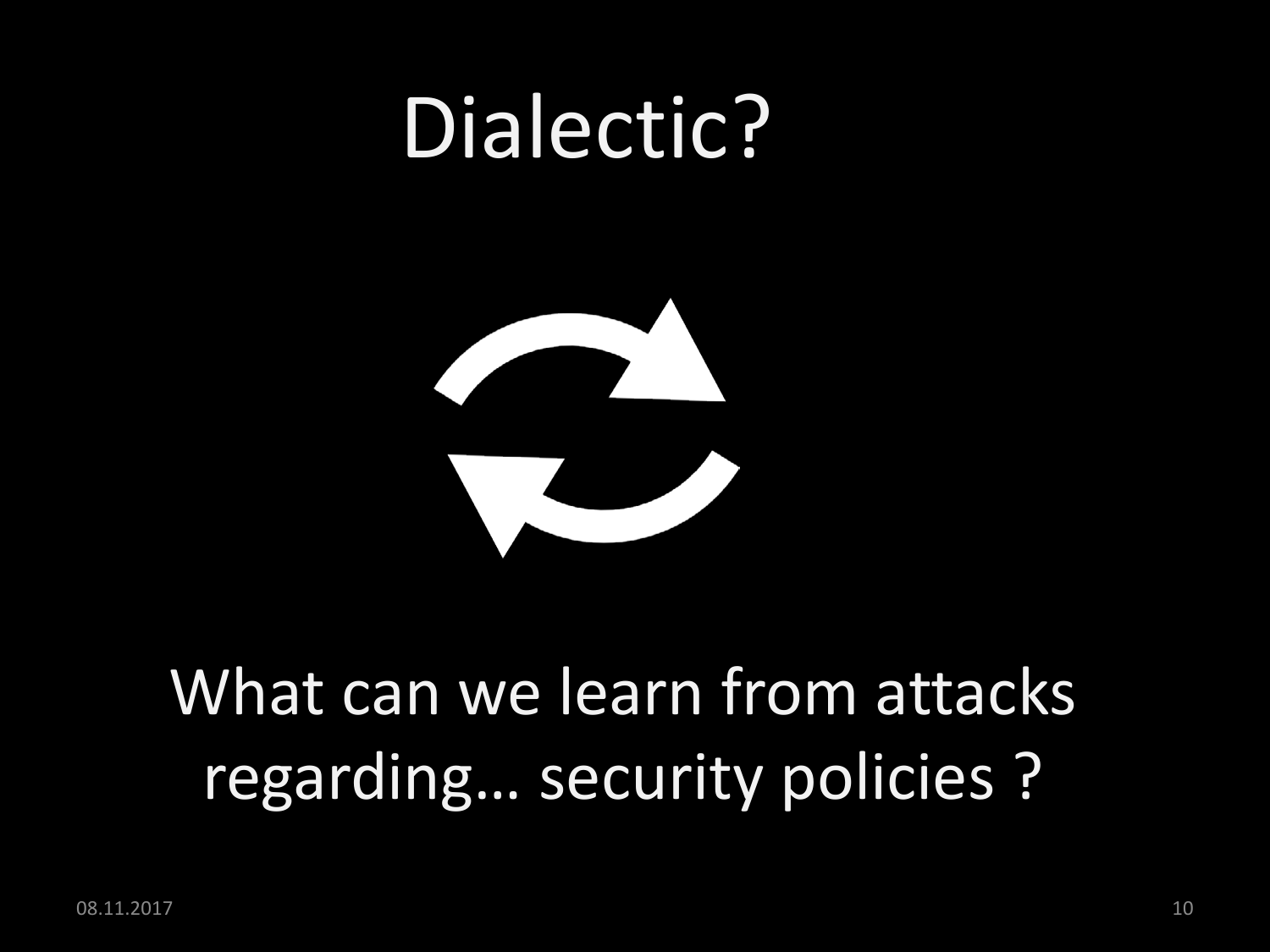# Dialectic?

What can we learn from attacks regarding… security policies ?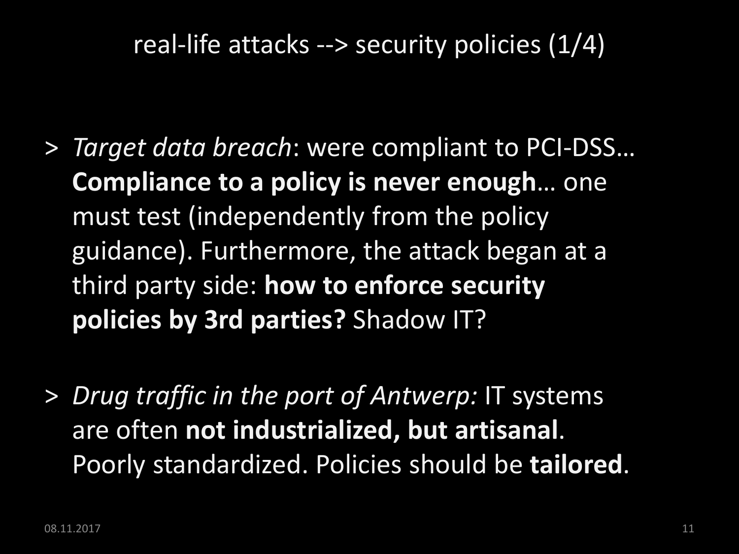# real-life attacks --> security policies (1/4)

- *Target data breach*: were compliant to PCI-DSS… **Compliance to a policy is never enough**… one must test (independently from the policy guidance). Furthermore, the attack began at a third party side: **how to enforce security policies by 3rd parties?** Shadow IT?

- *Drug traffic in the port of Antwerp:* IT systems are often **not industrialized, but artisanal**. Poorly standardized. Policies should be **tailored**.

08.11.2017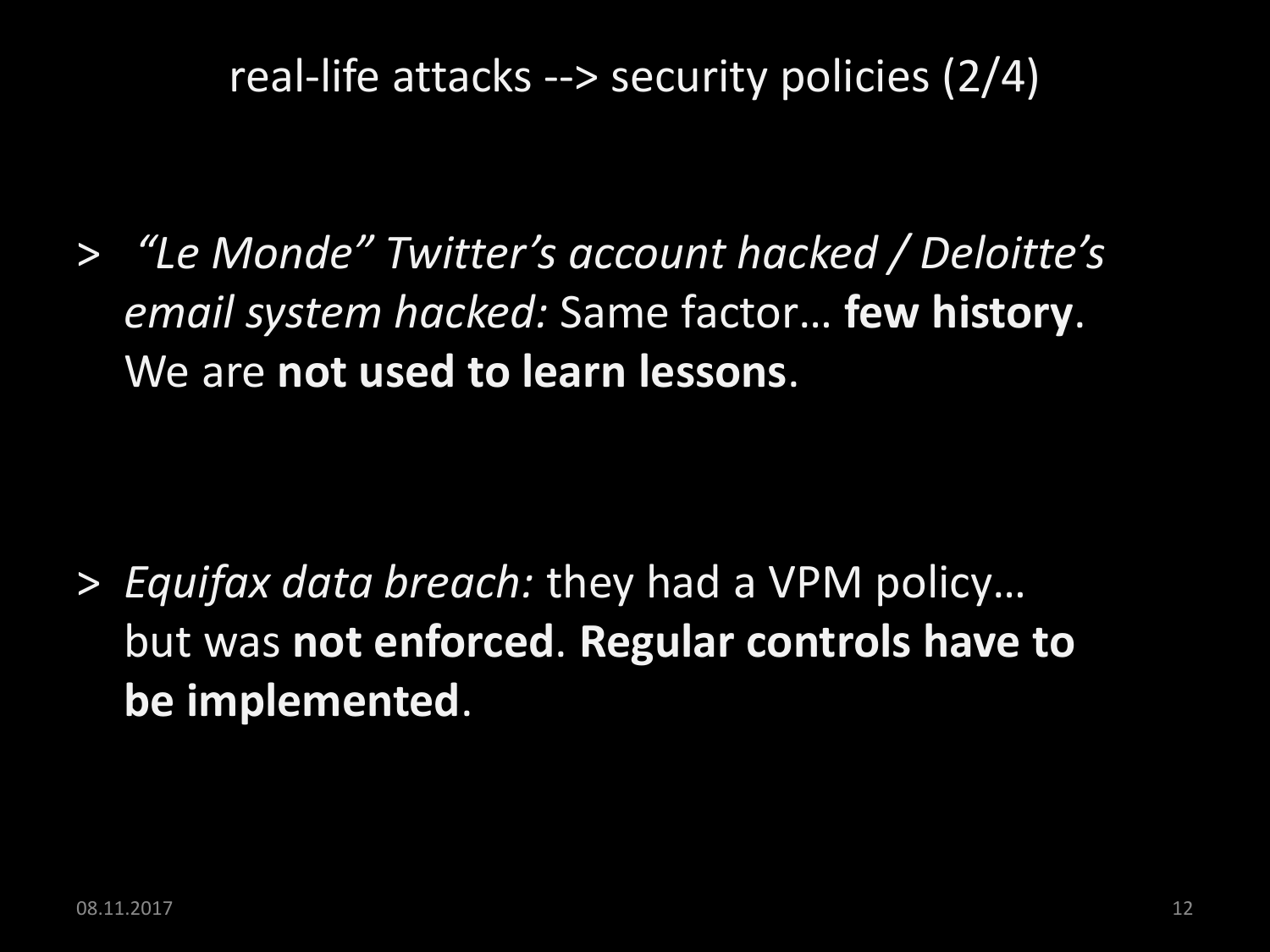# real-life attacks --> security policies (2/4)

> *"Le Monde" Twitter's account hacked / Deloitte's email system hacked:* Same factor… **few history**. We are **not used to learn lessons**.

> *Equifax data breach:* they had a VPM policy… but was **not enforced**. **Regular controls have to be implemented**.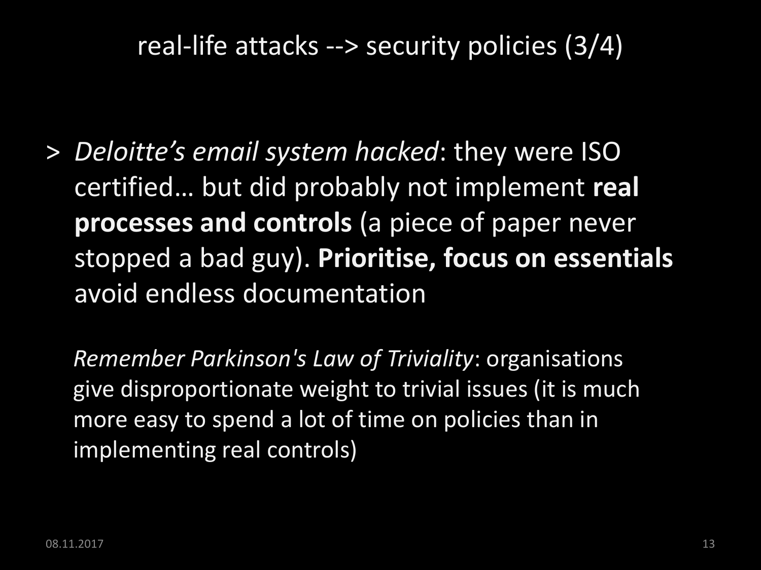# real-life attacks --> security policies (3/4)

> *Deloitte's email system hacked*: they were ISO certified… but did probably not implement **real processes and controls** (a piece of paper never stopped a bad guy). **Prioritise, focus on essentials** avoid endless documentation

*Remember Parkinson's Law of Triviality*: organisations give disproportionate weight to trivial issues (it is much more easy to spend a lot of time on policies than in implementing real controls)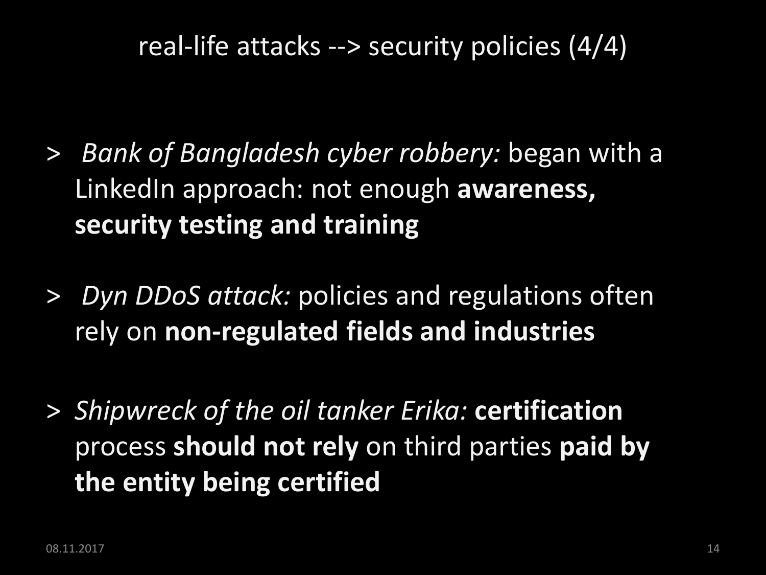# real-life attacks --> security policies (4/4)

> *Bank of Bangladesh cyber robbery:* began with a LinkedIn approach: not enough **awareness, security testing and training**

> *Dyn DDoS attack:* policies and regulations often rely on **non-regulated fields and industries**

> *Shipwreck of the oil tanker Erika:* **certification** process **should not rely** on third parties **paid by the entity being certified**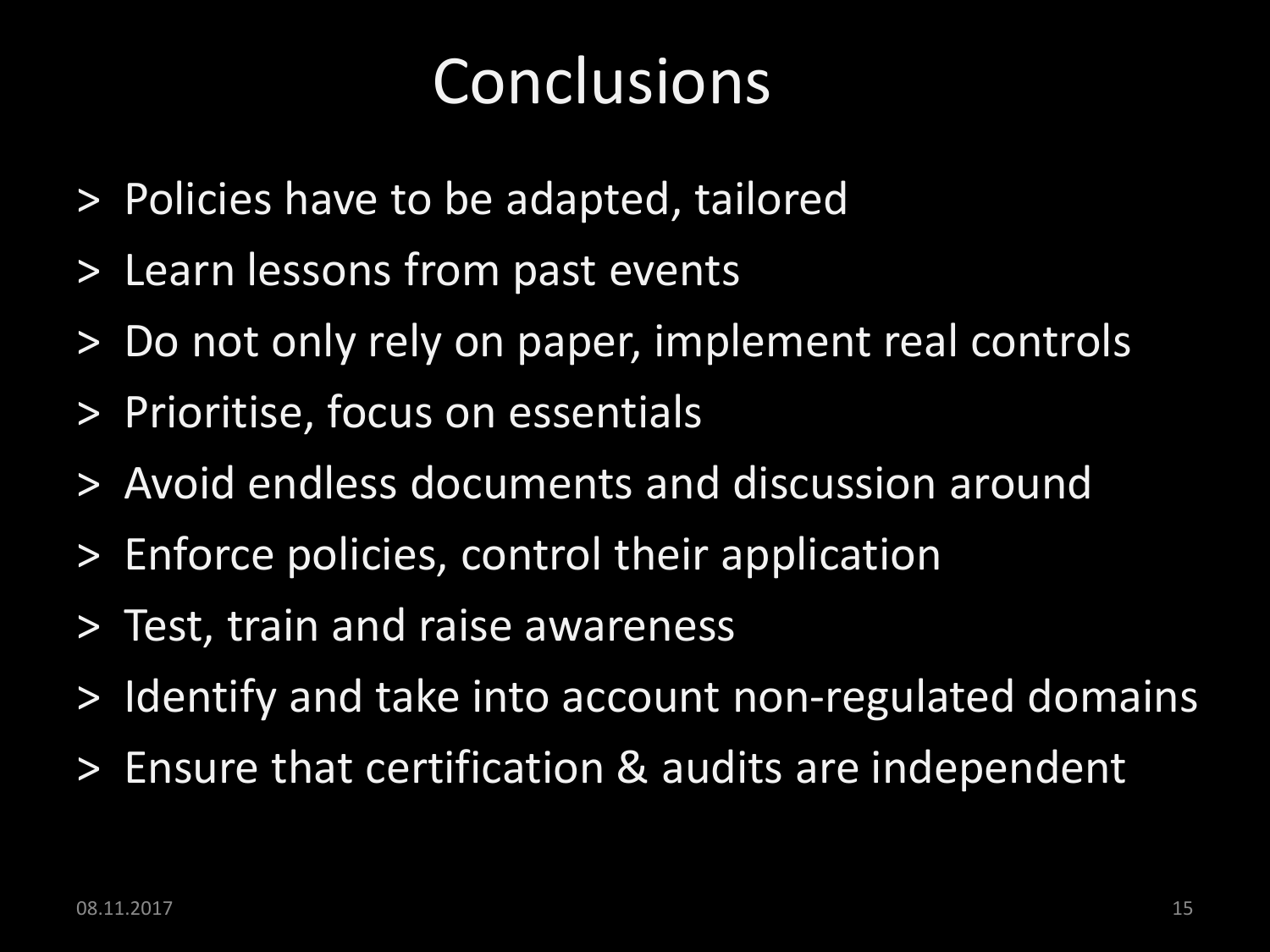# Conclusions

- Policies have to be adapted, tailored
- Learn lessons from past events
- Do not only rely on paper, implement real controls
- Prioritise, focus on essentials
- Avoid endless documents and discussion around
- Enforce policies, control their application
- Test, train and raise awareness
- Identify and take into account non-regulated domains
- Ensure that certification & audits are independent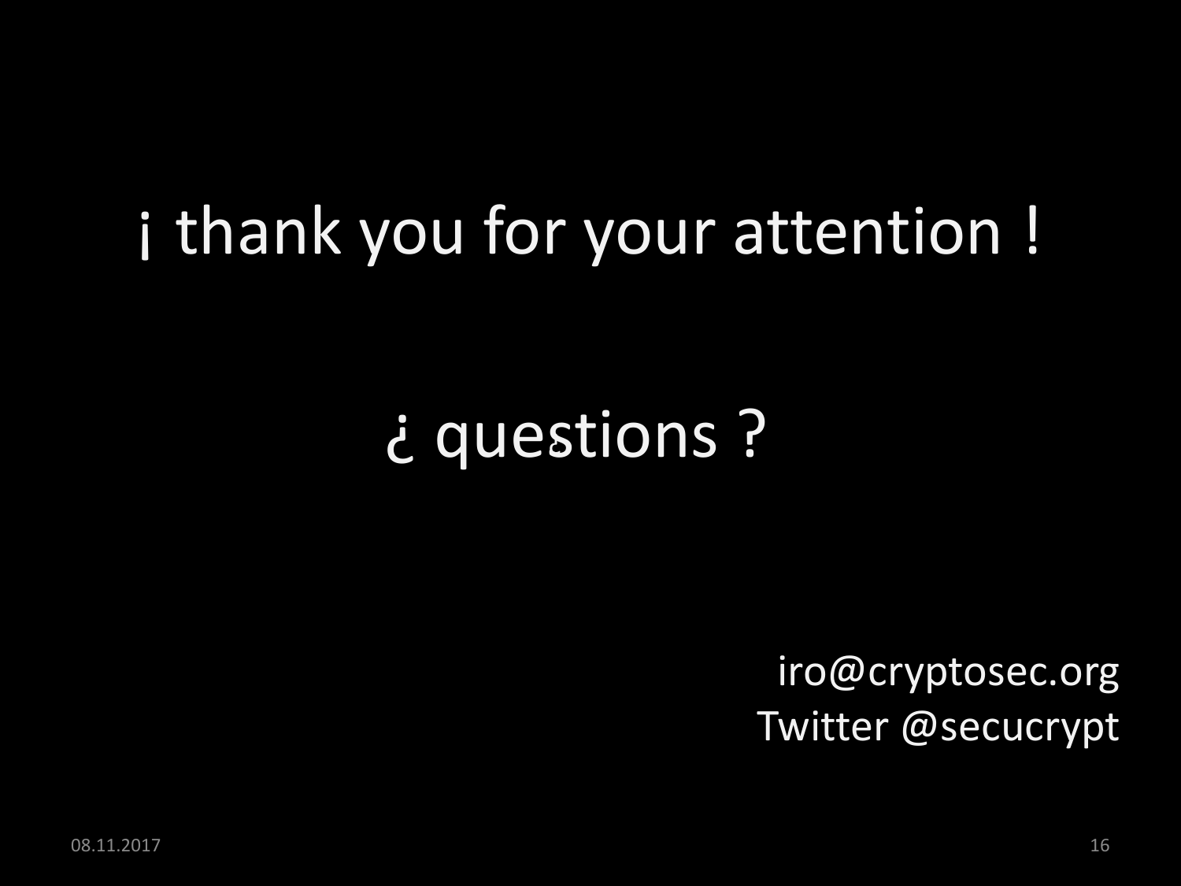¡ thank you for your attention !

¿ questions ?

iro@cryptosec.org
Twitter @secucrypt